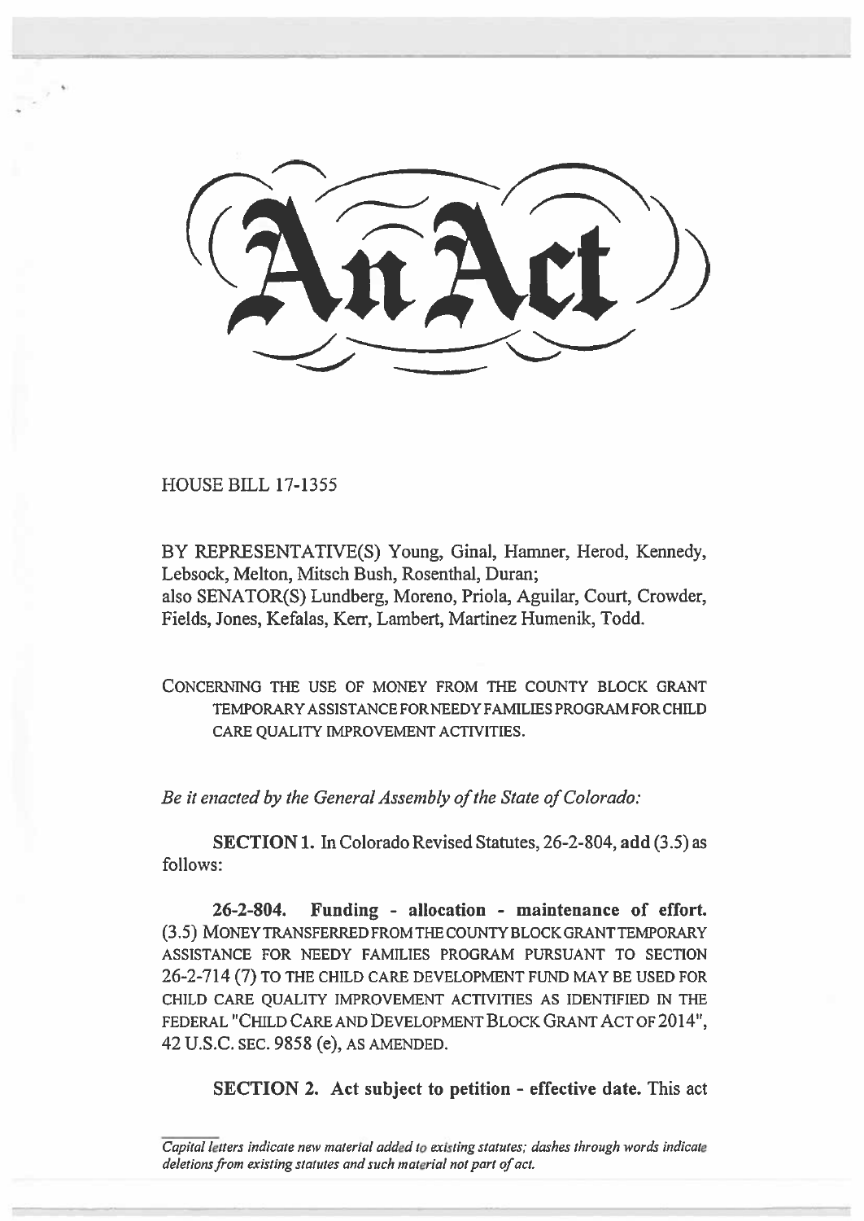# An Act

HOUSE BILL 17-1355

BY REPRESENTATIVE(S) Young, Ginal, Hamner, Herod, Kennedy, Lebsock, Melton, Mitsch Bush, Rosenthal, Duran;
also SENATOR(S) Lundberg, Moreno, Priola, Aguilar, Court, Crowder, Fields, Jones, Kefalas, Kerr, Lambert, Martinez Humenik, Todd.

CONCERNING THE USE OF MONEY FROM THE COUNTY BLOCK GRANT TEMPORARY ASSISTANCE FOR NEEDY FAMILIES PROGRAM FOR CHILD CARE QUALITY IMPROVEMENT ACTIVITIES.

*Be it enacted by the General Assembly of the State of Colorado:*

**SECTION 1.** In Colorado Revised Statutes, 26-2-804, **add** (3.5) as follows:

**26-2-804. Funding - allocation - maintenance of effort.** (3.5) MONEY TRANSFERRED FROM THE COUNTY BLOCK GRANT TEMPORARY ASSISTANCE FOR NEEDY FAMILIES PROGRAM PURSUANT TO SECTION 26-2-714 (7) TO THE CHILD CARE DEVELOPMENT FUND MAY BE USED FOR CHILD CARE QUALITY IMPROVEMENT ACTIVITIES AS IDENTIFIED IN THE FEDERAL "CHILD CARE AND DEVELOPMENT BLOCK GRANT ACT OF 2014", 42 U.S.C. SEC. 9858 (e), AS AMENDED.

**SECTION 2. Act subject to petition - effective date.** This act

*Capital letters indicate new material added to existing statutes; dashes through words indicate deletions from existing statutes and such material not part of act.*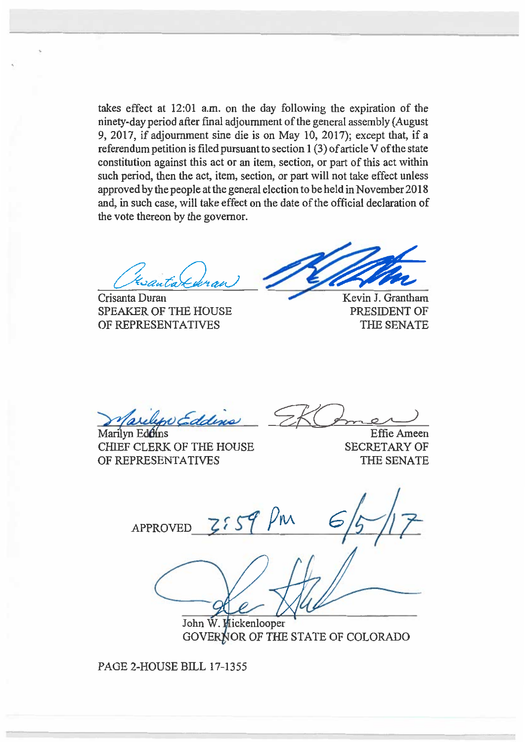takes effect at 12:01 a.m. on the day following the expiration of the ninety-day period after final adjournment of the general assembly (August 9, 2017, if adjournment sine die is on May 10, 2017); except that, if a referendum petition is filed pursuant to section 1 (3) of article V of the state constitution against this act or an item, section, or part of this act within such period, then the act, item, section, or part will not take effect unless approved by the people at the general election to be held in November 2018 and, in such case, will take effect on the date of the official declaration of the vote thereon by the governor.

| | |
|---|---|
| Crisanta Duran | Kevin J. Grantham |
| SPEAKER OF THE HOUSE OF REPRESENTATIVES | PRESIDENT OF THE SENATE |

| | |
|---|---|
| Marilyn Eddins | Effie Ameen |
| CHIEF CLERK OF THE HOUSE OF REPRESENTATIVES | SECRETARY OF THE SENATE |

APPROVED 3:59 PM 6/5/17

John W. Hickenlooper
GOVERNOR OF THE STATE OF COLORADO

PAGE 2-HOUSE BILL 17-1355